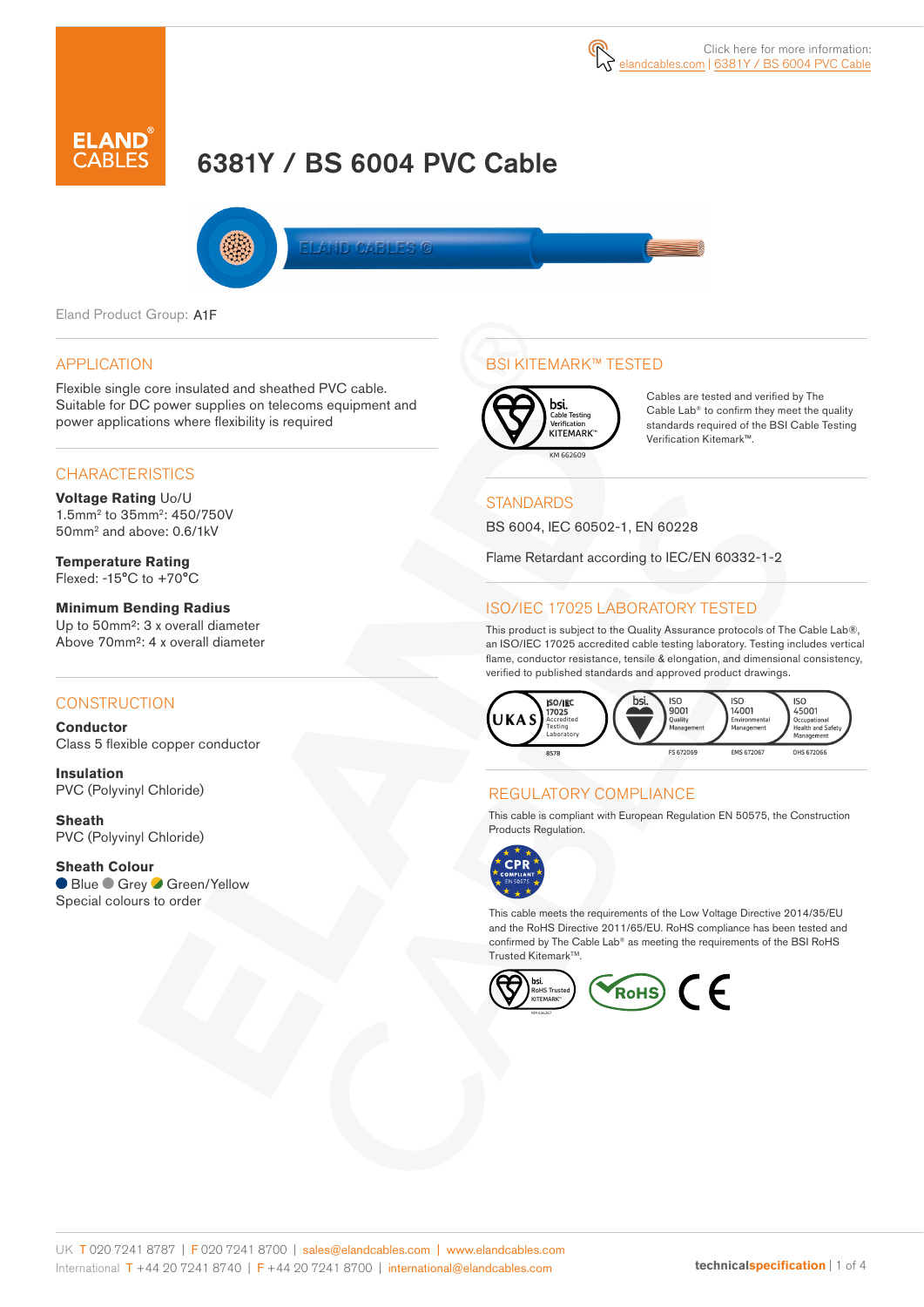Click here for more information: elandcables.com | 6381Y / BS 6004 PVC Cable

# 6381Y / BS 6004 PVC Cable

Eland Product Group: A1F

## APPLICATION

Flexible single core insulated and sheathed PVC cable. Suitable for DC power supplies on telecoms equipment and power applications where flexibility is required

## CHARACTERISTICS

**Voltage Rating** Uo/U
1.5mm² to 35mm²: 450/750V
50mm² and above: 0.6/1kV

**Temperature Rating**
Flexed: -15°C to +70°C

**Minimum Bending Radius**
Up to 50mm²: 3 x overall diameter
Above 70mm²: 4 x overall diameter

## CONSTRUCTION

**Conductor**
Class 5 flexible copper conductor

**Insulation**
PVC (Polyvinyl Chloride)

**Sheath**
PVC (Polyvinyl Chloride)

**Sheath Colour**
Blue, Grey, Green/Yellow
Special colours to order

## BSI KITEMARK™ TESTED

KM 662609

Cables are tested and verified by The Cable Lab® to confirm they meet the quality standards required of the BSI Cable Testing Verification Kitemark™.

## STANDARDS

BS 6004, IEC 60502-1, EN 60228

Flame Retardant according to IEC/EN 60332-1-2

## ISO/IEC 17025 LABORATORY TESTED

This product is subject to the Quality Assurance protocols of The Cable Lab®, an ISO/IEC 17025 accredited cable testing laboratory. Testing includes vertical flame, conductor resistance, tensile & elongation, and dimensional consistency, verified to published standards and approved product drawings.

UKAS ISO/IEC 17025 Accredited Testing Laboratory 8578 | ISO 9001 Quality Management FS 672069 | ISO 14001 Environmental Management EMS 672067 | ISO 45001 Occupational Health and Safety Management OHS 672066

## REGULATORY COMPLIANCE

This cable is compliant with European Regulation EN 50575, the Construction Products Regulation.

This cable meets the requirements of the Low Voltage Directive 2014/35/EU and the RoHS Directive 2011/65/EU. RoHS compliance has been tested and confirmed by The Cable Lab® as meeting the requirements of the BSI RoHS Trusted Kitemark™.

UK T 020 7241 8787 | F 020 7241 8700 | sales@elandcables.com | www.elandcables.com
International T +44 20 7241 8740 | F +44 20 7241 8700 | international@elandcables.com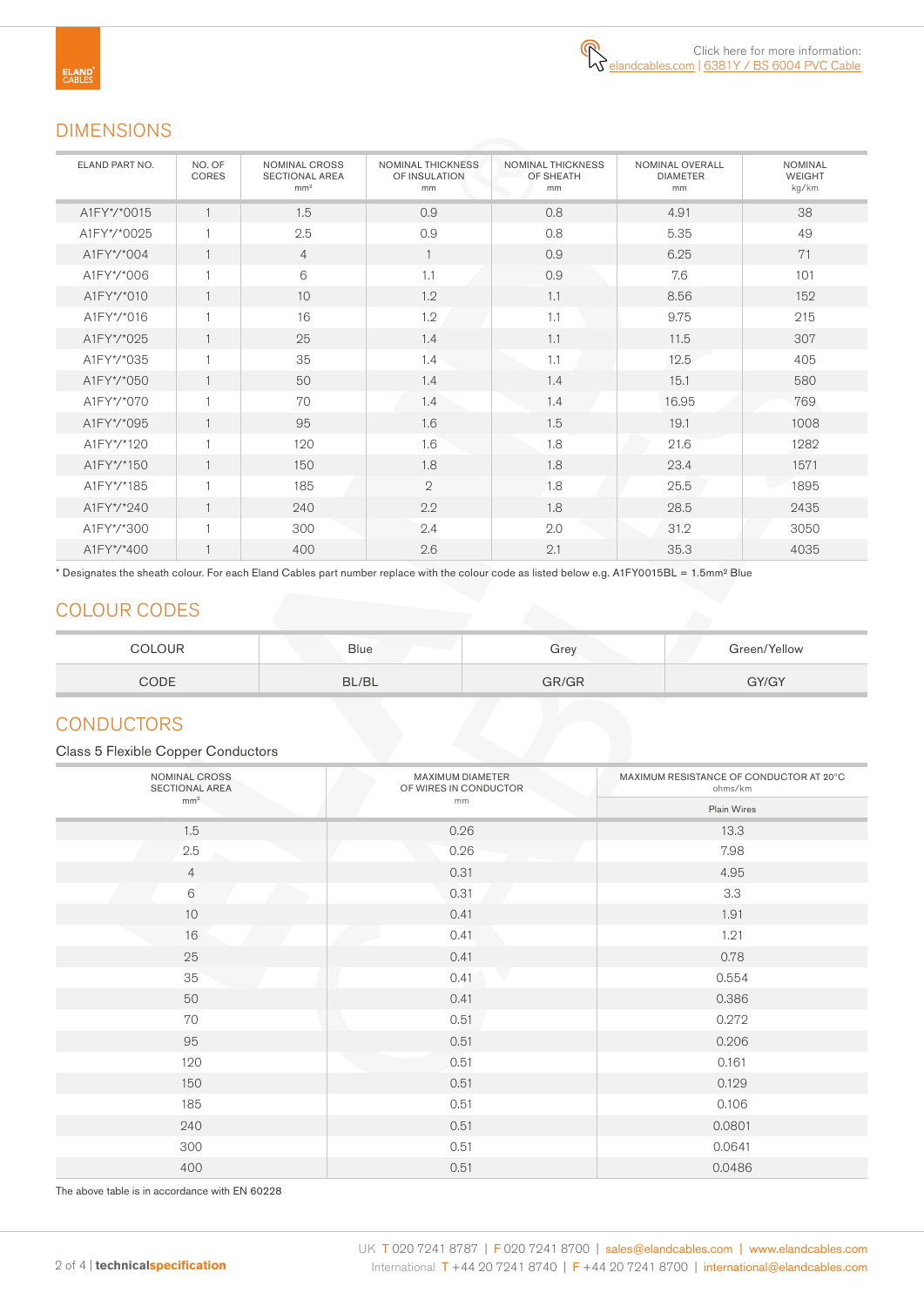## DIMENSIONS

| ELAND PART NO. | NO. OF CORES | NOMINAL CROSS SECTIONAL AREA mm² | NOMINAL THICKNESS OF INSULATION mm | NOMINAL THICKNESS OF SHEATH mm | NOMINAL OVERALL DIAMETER mm | NOMINAL WEIGHT kg/km |
|---|---|---|---|---|---|---|
| A1FY*/*0015 | 1 | 1.5 | 0.9 | 0.8 | 4.91 | 38 |
| A1FY*/*0025 | 1 | 2.5 | 0.9 | 0.8 | 5.35 | 49 |
| A1FY*/*004 | 1 | 4 | 1 | 0.9 | 6.25 | 71 |
| A1FY*/*006 | 1 | 6 | 1.1 | 0.9 | 7.6 | 101 |
| A1FY*/*010 | 1 | 10 | 1.2 | 1.1 | 8.56 | 152 |
| A1FY*/*016 | 1 | 16 | 1.2 | 1.1 | 9.75 | 215 |
| A1FY*/*025 | 1 | 25 | 1.4 | 1.1 | 11.5 | 307 |
| A1FY*/*035 | 1 | 35 | 1.4 | 1.1 | 12.5 | 405 |
| A1FY*/*050 | 1 | 50 | 1.4 | 1.4 | 15.1 | 580 |
| A1FY*/*070 | 1 | 70 | 1.4 | 1.4 | 16.95 | 769 |
| A1FY*/*095 | 1 | 95 | 1.6 | 1.5 | 19.1 | 1008 |
| A1FY*/*120 | 1 | 120 | 1.6 | 1.8 | 21.6 | 1282 |
| A1FY*/*150 | 1 | 150 | 1.8 | 1.8 | 23.4 | 1571 |
| A1FY*/*185 | 1 | 185 | 2 | 1.8 | 25.5 | 1895 |
| A1FY*/*240 | 1 | 240 | 2.2 | 1.8 | 28.5 | 2435 |
| A1FY*/*300 | 1 | 300 | 2.4 | 2.0 | 31.2 | 3050 |
| A1FY*/*400 | 1 | 400 | 2.6 | 2.1 | 35.3 | 4035 |

* Designates the sheath colour. For each Eland Cables part number replace with the colour code as listed below e.g. A1FY0015BL = 1.5mm² Blue

## COLOUR CODES

| COLOUR | Blue | Grey | Green/Yellow |
|---|---|---|---|
| CODE | BL/BL | GR/GR | GY/GY |

## CONDUCTORS

Class 5 Flexible Copper Conductors

| NOMINAL CROSS SECTIONAL AREA mm² | MAXIMUM DIAMETER OF WIRES IN CONDUCTOR mm | MAXIMUM RESISTANCE OF CONDUCTOR AT 20°C ohms/km |
|---|---|---|
| | | Plain Wires |
| 1.5 | 0.26 | 13.3 |
| 2.5 | 0.26 | 7.98 |
| 4 | 0.31 | 4.95 |
| 6 | 0.31 | 3.3 |
| 10 | 0.41 | 1.91 |
| 16 | 0.41 | 1.21 |
| 25 | 0.41 | 0.78 |
| 35 | 0.41 | 0.554 |
| 50 | 0.41 | 0.386 |
| 70 | 0.51 | 0.272 |
| 95 | 0.51 | 0.206 |
| 120 | 0.51 | 0.161 |
| 150 | 0.51 | 0.129 |
| 185 | 0.51 | 0.106 |
| 240 | 0.51 | 0.0801 |
| 300 | 0.51 | 0.0641 |
| 400 | 0.51 | 0.0486 |

The above table is in accordance with EN 60228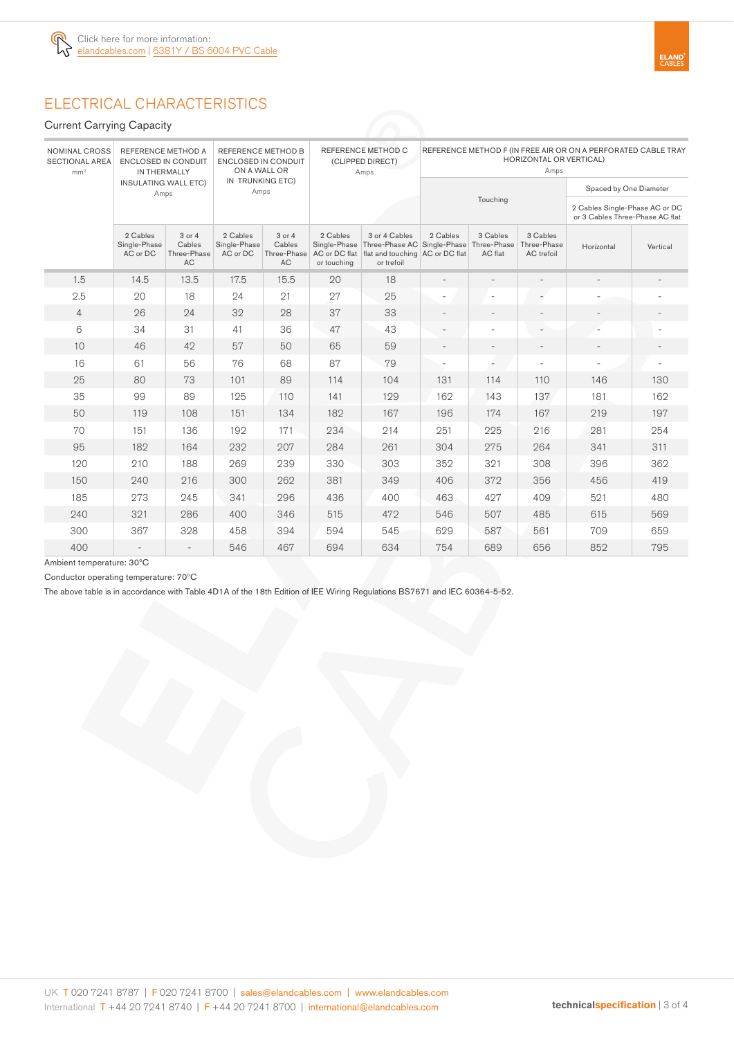Click here for more information:
elandcables.com | 6381Y / BS 6004 PVC Cable

# ELECTRICAL CHARACTERISTICS

## Current Carrying Capacity

| NOMINAL CROSS SECTIONAL AREA mm² | REFERENCE METHOD A ENCLOSED IN CONDUIT IN THERMALLY INSULATING WALL ETC) Amps | | REFERENCE METHOD B ENCLOSED IN CONDUIT ON A WALL OR IN TRUNKING ETC) Amps | | REFERENCE METHOD C (CLIPPED DIRECT) Amps | | REFERENCE METHOD F (IN FREE AIR OR ON A PERFORATED CABLE TRAY HORIZONTAL OR VERTICAL) Amps | | | | |
|---|---|---|---|---|---|---|---|---|---|---|---|
| | | | | | | | Touching | | | Spaced by One Diameter – 2 Cables Single-Phase AC or DC or 3 Cables Three-Phase AC flat | |
| | 2 Cables Single-Phase AC or DC | 3 or 4 Cables Three-Phase AC | 2 Cables Single-Phase AC or DC | 3 or 4 Cables Three-Phase AC | 2 Cables Single-Phase AC or DC flat or touching | 3 or 4 Cables Three-Phase AC flat and touching or trefoil | 2 Cables Single-Phase AC or DC flat | 3 Cables Three-Phase AC flat | 3 Cables Three-Phase AC trefoil | Horizontal | Vertical |
| 1.5 | 14.5 | 13.5 | 17.5 | 15.5 | 20 | 18 | - | - | - | - | - |
| 2.5 | 20 | 18 | 24 | 21 | 27 | 25 | - | - | - | - | - |
| 4 | 26 | 24 | 32 | 28 | 37 | 33 | - | - | - | - | - |
| 6 | 34 | 31 | 41 | 36 | 47 | 43 | - | - | - | - | - |
| 10 | 46 | 42 | 57 | 50 | 65 | 59 | - | - | - | - | - |
| 16 | 61 | 56 | 76 | 68 | 87 | 79 | - | - | - | - | - |
| 25 | 80 | 73 | 101 | 89 | 114 | 104 | 131 | 114 | 110 | 146 | 130 |
| 35 | 99 | 89 | 125 | 110 | 141 | 129 | 162 | 143 | 137 | 181 | 162 |
| 50 | 119 | 108 | 151 | 134 | 182 | 167 | 196 | 174 | 167 | 219 | 197 |
| 70 | 151 | 136 | 192 | 171 | 234 | 214 | 251 | 225 | 216 | 281 | 254 |
| 95 | 182 | 164 | 232 | 207 | 284 | 261 | 304 | 275 | 264 | 341 | 311 |
| 120 | 210 | 188 | 269 | 239 | 330 | 303 | 352 | 321 | 308 | 396 | 362 |
| 150 | 240 | 216 | 300 | 262 | 381 | 349 | 406 | 372 | 356 | 456 | 419 |
| 185 | 273 | 245 | 341 | 296 | 436 | 400 | 463 | 427 | 409 | 521 | 480 |
| 240 | 321 | 286 | 400 | 346 | 515 | 472 | 546 | 507 | 485 | 615 | 569 |
| 300 | 367 | 328 | 458 | 394 | 594 | 545 | 629 | 587 | 561 | 709 | 659 |
| 400 | - | - | 546 | 467 | 694 | 634 | 754 | 689 | 656 | 852 | 795 |

Ambient temperature: 30°C

Conductor operating temperature: 70°C

The above table is in accordance with Table 4D1A of the 18th Edition of IEE Wiring Regulations BS7671 and IEC 60364-5-52.

UK T 020 7241 8787 | F 020 7241 8700 | sales@elandcables.com | www.elandcables.com
International T +44 20 7241 8740 | F +44 20 7241 8700 | international@elandcables.com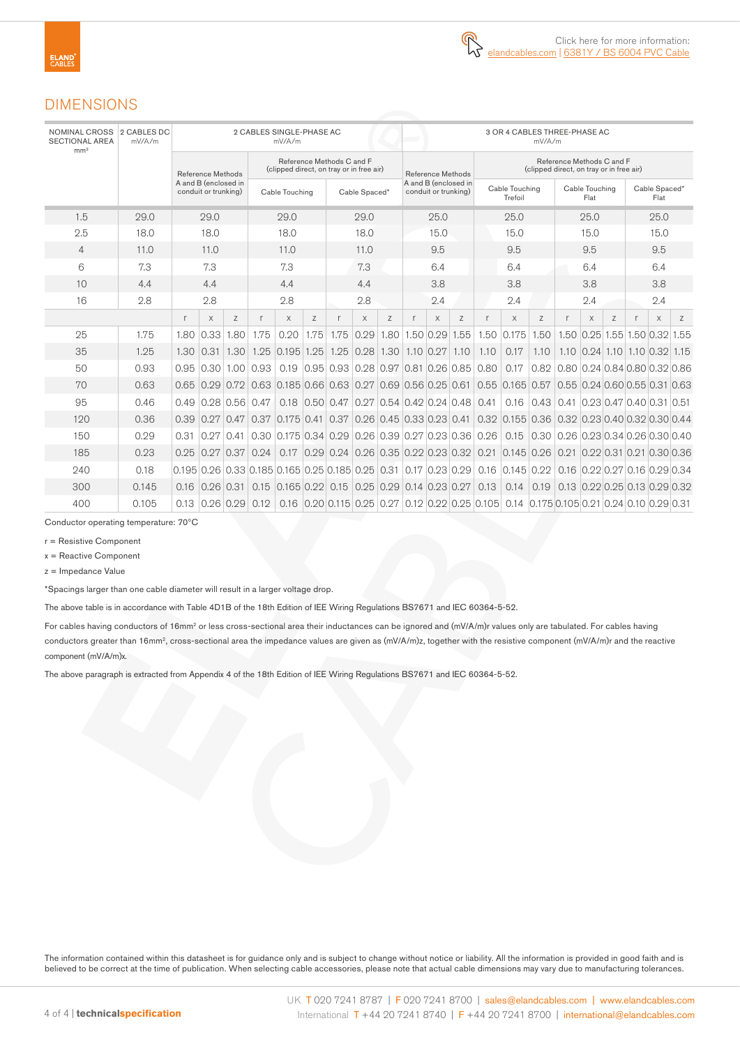## DIMENSIONS

| NOMINAL CROSS SECTIONAL AREA mm² | 2 CABLES DC mV/A/m | 2 CABLES SINGLE-PHASE AC mV/A/m | | | | | | | | | 3 OR 4 CABLES THREE-PHASE AC mV/A/m | | | | | | | | | | | | |
|---|---|---|---|---|---|---|---|---|---|---|---|---|---|---|---|---|---|---|---|---|---|---|---|
| | | Reference Methods A and B (enclosed in conduit or trunking) | | | Reference Methods C and F (clipped direct, on tray or in free air) | | | | | | Reference Methods A and B (enclosed in conduit or trunking) | | | Reference Methods C and F (clipped direct, on tray or in free air) | | | | | | | | | |
| | | | | | Cable Touching | | | Cable Spaced* | | | | | | Cable Touching Trefoil | | | Cable Touching Flat | | | Cable Spaced* Flat | | |
| 1.5 | 29.0 | 29.0 | | | 29.0 | | | 29.0 | | | 25.0 | | | 25.0 | | | 25.0 | | | 25.0 | | |
| 2.5 | 18.0 | 18.0 | | | 18.0 | | | 18.0 | | | 15.0 | | | 15.0 | | | 15.0 | | | 15.0 | | |
| 4 | 11.0 | 11.0 | | | 11.0 | | | 11.0 | | | 9.5 | | | 9.5 | | | 9.5 | | | 9.5 | | |
| 6 | 7.3 | 7.3 | | | 7.3 | | | 7.3 | | | 6.4 | | | 6.4 | | | 6.4 | | | 6.4 | | |
| 10 | 4.4 | 4.4 | | | 4.4 | | | 4.4 | | | 3.8 | | | 3.8 | | | 3.8 | | | 3.8 | | |
| 16 | 2.8 | 2.8 | | | 2.8 | | | 2.8 | | | 2.4 | | | 2.4 | | | 2.4 | | | 2.4 | | |
| | | r | x | z | r | x | z | r | x | z | r | x | z | r | x | z | r | x | z | r | x | z |
| 25 | 1.75 | 1.80 | 0.33 | 1.80 | 1.75 | 0.20 | 1.75 | 1.75 | 0.29 | 1.80 | 1.50 | 0.29 | 1.55 | 1.50 | 0.175 | 1.50 | 1.50 | 0.25 | 1.55 | 1.50 | 0.32 | 1.55 |
| 35 | 1.25 | 1.30 | 0.31 | 1.30 | 1.25 | 0.195 | 1.25 | 1.25 | 0.28 | 1.30 | 1.10 | 0.27 | 1.10 | 1.10 | 0.17 | 1.10 | 1.10 | 0.24 | 1.10 | 1.10 | 0.32 | 1.15 |
| 50 | 0.93 | 0.95 | 0.30 | 1.00 | 0.93 | 0.19 | 0.95 | 0.93 | 0.28 | 0.97 | 0.81 | 0.26 | 0.85 | 0.80 | 0.17 | 0.82 | 0.80 | 0.24 | 0.84 | 0.80 | 0.32 | 0.86 |
| 70 | 0.63 | 0.65 | 0.29 | 0.72 | 0.63 | 0.185 | 0.66 | 0.63 | 0.27 | 0.69 | 0.56 | 0.25 | 0.61 | 0.55 | 0.165 | 0.57 | 0.55 | 0.24 | 0.60 | 0.55 | 0.31 | 0.63 |
| 95 | 0.46 | 0.49 | 0.28 | 0.56 | 0.47 | 0.18 | 0.50 | 0.47 | 0.27 | 0.54 | 0.42 | 0.24 | 0.48 | 0.41 | 0.16 | 0.43 | 0.41 | 0.23 | 0.47 | 0.40 | 0.31 | 0.51 |
| 120 | 0.36 | 0.39 | 0.27 | 0.47 | 0.37 | 0.175 | 0.41 | 0.37 | 0.26 | 0.45 | 0.33 | 0.23 | 0.41 | 0.32 | 0.155 | 0.36 | 0.32 | 0.23 | 0.40 | 0.32 | 0.30 | 0.44 |
| 150 | 0.29 | 0.31 | 0.27 | 0.41 | 0.30 | 0.175 | 0.34 | 0.29 | 0.26 | 0.39 | 0.27 | 0.23 | 0.36 | 0.26 | 0.15 | 0.30 | 0.26 | 0.23 | 0.34 | 0.26 | 0.30 | 0.40 |
| 185 | 0.23 | 0.25 | 0.27 | 0.37 | 0.24 | 0.17 | 0.29 | 0.24 | 0.26 | 0.35 | 0.22 | 0.23 | 0.32 | 0.21 | 0.145 | 0.26 | 0.21 | 0.22 | 0.31 | 0.21 | 0.30 | 0.36 |
| 240 | 0.18 | 0.195 | 0.26 | 0.33 | 0.185 | 0.165 | 0.25 | 0.185 | 0.25 | 0.31 | 0.17 | 0.23 | 0.29 | 0.16 | 0.145 | 0.22 | 0.16 | 0.22 | 0.27 | 0.16 | 0.29 | 0.34 |
| 300 | 0.145 | 0.16 | 0.26 | 0.31 | 0.15 | 0.165 | 0.22 | 0.15 | 0.25 | 0.29 | 0.14 | 0.23 | 0.27 | 0.13 | 0.14 | 0.19 | 0.13 | 0.22 | 0.25 | 0.13 | 0.29 | 0.32 |
| 400 | 0.105 | 0.13 | 0.26 | 0.29 | 0.12 | 0.16 | 0.20 | 0.115 | 0.25 | 0.27 | 0.12 | 0.22 | 0.25 | 0.105 | 0.14 | 0.175 | 0.105 | 0.21 | 0.24 | 0.10 | 0.29 | 0.31 |

Conductor operating temperature: 70°C

r = Resistive Component

x = Reactive Component

z = Impedance Value

*Spacings larger than one cable diameter will result in a larger voltage drop.

The above table is in accordance with Table 4D1B of the 18th Edition of IEE Wiring Regulations BS7671 and IEC 60364-5-52.

For cables having conductors of 16mm² or less cross-sectional area their inductances can be ignored and (mV/A/m)r values only are tabulated. For cables having conductors greater than 16mm², cross-sectional area the impedance values are given as (mV/A/m)z, together with the resistive component (mV/A/m)r and the reactive component (mV/A/m)x.

The above paragraph is extracted from Appendix 4 of the 18th Edition of IEE Wiring Regulations BS7671 and IEC 60364-5-52.

The information contained within this datasheet is for guidance only and is subject to change without notice or liability. All the information is provided in good faith and is believed to be correct at the time of publication. When selecting cable accessories, please note that actual cable dimensions may vary due to manufacturing tolerances.